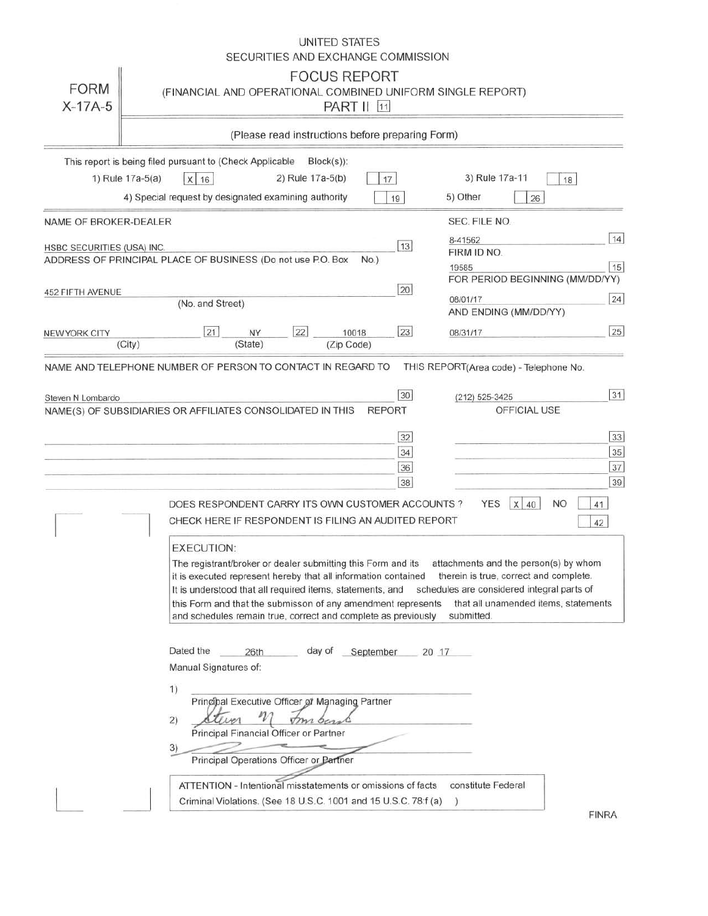UNITED STATES
SECURITIES AND EXCHANGE COMMISSION

# FORM X-17A-5

## FOCUS REPORT
(FINANCIAL AND OPERATIONAL COMBINED UNIFORM SINGLE REPORT)
PART II [11]

(Please read instructions before preparing Form)

This report is being filed pursuant to (Check Applicable Block(s)):

1) Rule 17a-5(a) [X] [16] 2) Rule 17a-5(b) [ ] [17] 3) Rule 17a-11 [ ] [18]

4) Special request by designated examining authority [ ] [19] 5) Other [ ] [26]

| NAME OF BROKER-DEALER | | SEC. FILE NO. | |
|---|---|---|---|
| HSBC SECURITIES (USA) INC. | [13] | 8-41562 | [14] |
| ADDRESS OF PRINCIPAL PLACE OF BUSINESS (Do not use P.O. Box No.) | | FIRM ID NO. | |
| | | 19585 | [15] |
| 452 FIFTH AVENUE (No. and Street) | [20] | FOR PERIOD BEGINNING (MM/DD/YY) | |
| | | 08/01/17 | [24] |
| NEWYORK CITY (City) [21] NY (State) [22] 10018 (Zip Code) | [23] | AND ENDING (MM/DD/YY) | |
| | | 08/31/17 | [25] |

NAME AND TELEPHONE NUMBER OF PERSON TO CONTACT IN REGARD TO THIS REPORT(Area code) - Telephone No.

| | | | |
|---|---|---|---|
| Steven N Lombardo | [30] | (212) 525-3425 | [31] |
| NAME(S) OF SUBSIDIARIES OR AFFILIATES CONSOLIDATED IN THIS REPORT | | OFFICIAL USE | |
| | [32] | | [33] |
| | [34] | | [35] |
| | [36] | | [37] |
| | [38] | | [39] |

DOES RESPONDENT CARRY ITS OWN CUSTOMER ACCOUNTS ? YES [X] [40] NO [ ] [41]

CHECK HERE IF RESPONDENT IS FILING AN AUDITED REPORT [ ] [42]

**EXECUTION:**

The registrant/broker or dealer submitting this Form and its attachments and the person(s) by whom it is executed represent hereby that all information contained therein is true, correct and complete. It is understood that all required items, statements, and schedules are considered integral parts of this Form and that the submisson of any amendment represents that all unamended items, statements and schedules remain true, correct and complete as previously submitted.

Dated the 26th day of September 20 17

Manual Signatures of:

1) ______________________________
Principal Executive Officer or Managing Partner

2) Steven N Lombardo
Principal Financial Officer or Partner

3) ______________________________
Principal Operations Officer or Partner

ATTENTION - Intentional misstatements or omissions of facts constitute Federal Criminal Violations. (See 18 U.S.C. 1001 and 15 U.S.C. 78:f (a) )

FINRA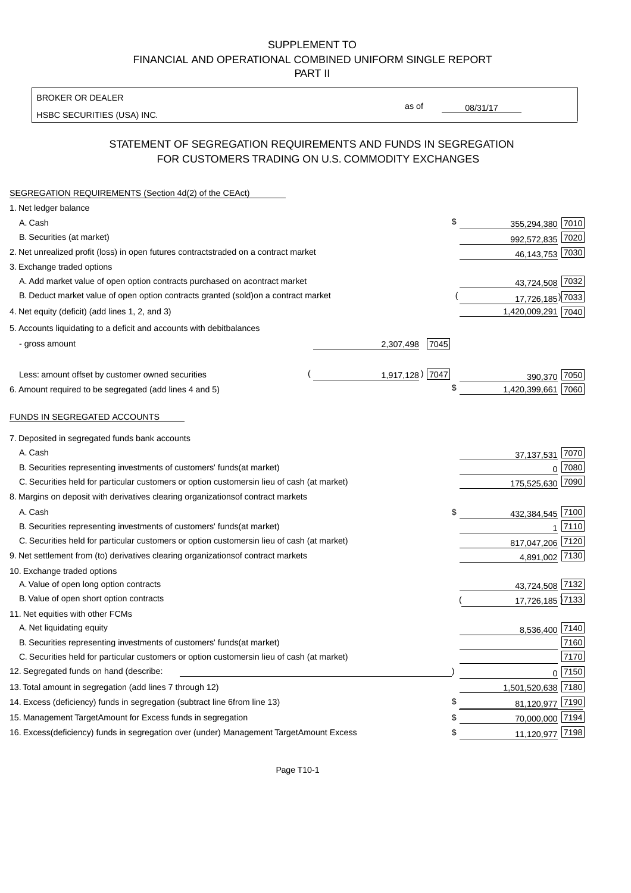SUPPLEMENT TO
FINANCIAL AND OPERATIONAL COMBINED UNIFORM SINGLE REPORT
PART II

BROKER OR DEALER
HSBC SECURITIES (USA) INC.
as of 08/31/17

## STATEMENT OF SEGREGATION REQUIREMENTS AND FUNDS IN SEGREGATION FOR CUSTOMERS TRADING ON U.S. COMMODITY EXCHANGES

SEGREGATION REQUIREMENTS (Section 4d(2) of the CEAct)

| | | | | |
|---|---|---|---|---|
| 1. Net ledger balance | | | | |
| A. Cash | | | $ 355,294,380 | 7010 |
| B. Securities (at market) | | | 992,572,835 | 7020 |
| 2. Net unrealized profit (loss) in open futures contracts traded on a contract market | | | 46,143,753 | 7030 |
| 3. Exchange traded options | | | | |
| A. Add market value of open option contracts purchased on a contract market | | | 43,724,508 | 7032 |
| B. Deduct market value of open option contracts granted (sold) on a contract market | | | (17,726,185) | 7033 |
| 4. Net equity (deficit) (add lines 1, 2, and 3) | | | 1,420,009,291 | 7040 |
| 5. Accounts liquidating to a deficit and accounts with debit balances | | | | |
| - gross amount | 2,307,498 | 7045 | | |
| Less: amount offset by customer owned securities | (1,917,128) | 7047 | 390,370 | 7050 |
| 6. Amount required to be segregated (add lines 4 and 5) | | | $ 1,420,399,661 | 7060 |

FUNDS IN SEGREGATED ACCOUNTS

| | | |
|---|---|---|
| 7. Deposited in segregated funds bank accounts | | |
| A. Cash | 37,137,531 | 7070 |
| B. Securities representing investments of customers' funds (at market) | 0 | 7080 |
| C. Securities held for particular customers or option customers in lieu of cash (at market) | 175,525,630 | 7090 |
| 8. Margins on deposit with derivatives clearing organizations of contract markets | | |
| A. Cash | $ 432,384,545 | 7100 |
| B. Securities representing investments of customers' funds (at market) | 1 | 7110 |
| C. Securities held for particular customers or option customers in lieu of cash (at market) | 817,047,206 | 7120 |
| 9. Net settlement from (to) derivatives clearing organizations of contract markets | 4,891,002 | 7130 |
| 10. Exchange traded options | | |
| A. Value of open long option contracts | 43,724,508 | 7132 |
| B. Value of open short option contracts | (17,726,185) | 7133 |
| 11. Net equities with other FCMs | | |
| A. Net liquidating equity | 8,536,400 | 7140 |
| B. Securities representing investments of customers' funds (at market) | | 7160 |
| C. Securities held for particular customers or option customers in lieu of cash (at market) | | 7170 |
| 12. Segregated funds on hand (describe: ) | 0 | 7150 |
| 13. Total amount in segregation (add lines 7 through 12) | 1,501,520,638 | 7180 |
| 14. Excess (deficiency) funds in segregation (subtract line 6 from line 13) | $ 81,120,977 | 7190 |
| 15. Management Target Amount for Excess funds in segregation | $ 70,000,000 | 7194 |
| 16. Excess (deficiency) funds in segregation over (under) Management Target Amount Excess | $ 11,120,977 | 7198 |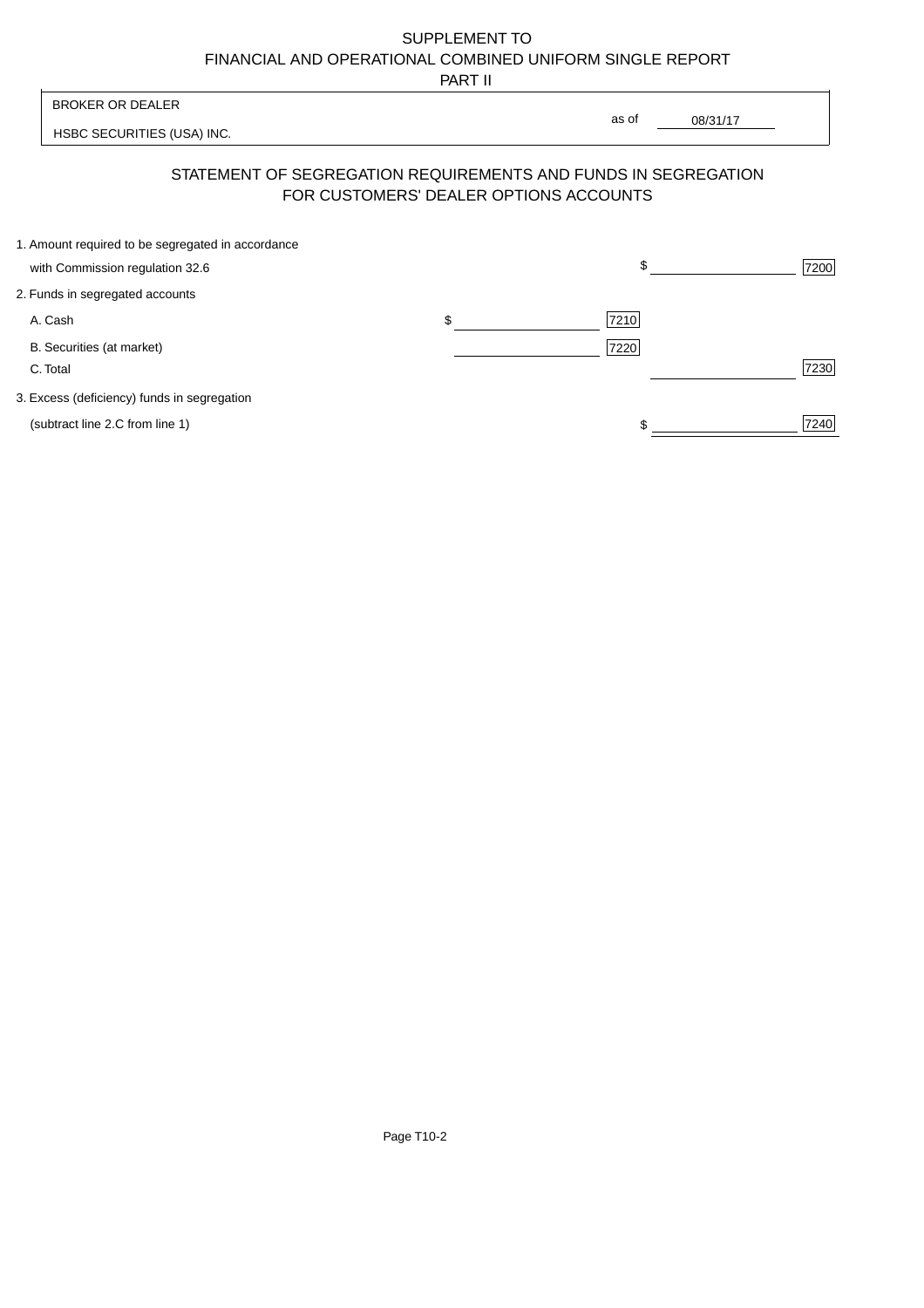# SUPPLEMENT TO
# FINANCIAL AND OPERATIONAL COMBINED UNIFORM SINGLE REPORT
## PART II

| BROKER OR DEALER | |
|---|---|
| HSBC SECURITIES (USA) INC. | as of 08/31/17 |

## STATEMENT OF SEGREGATION REQUIREMENTS AND FUNDS IN SEGREGATION FOR CUSTOMERS' DEALER OPTIONS ACCOUNTS

| | | | | |
|---|---|---|---|---|
| 1. Amount required to be segregated in accordance with Commission regulation 32.6 | | | $ | 7200 |
| 2. Funds in segregated accounts | | | | |
| A. Cash | $ | 7210 | | |
| B. Securities (at market) | | 7220 | | |
| C. Total | | | | 7230 |
| 3. Excess (deficiency) funds in segregation (subtract line 2.C from line 1) | | | $ | 7240 |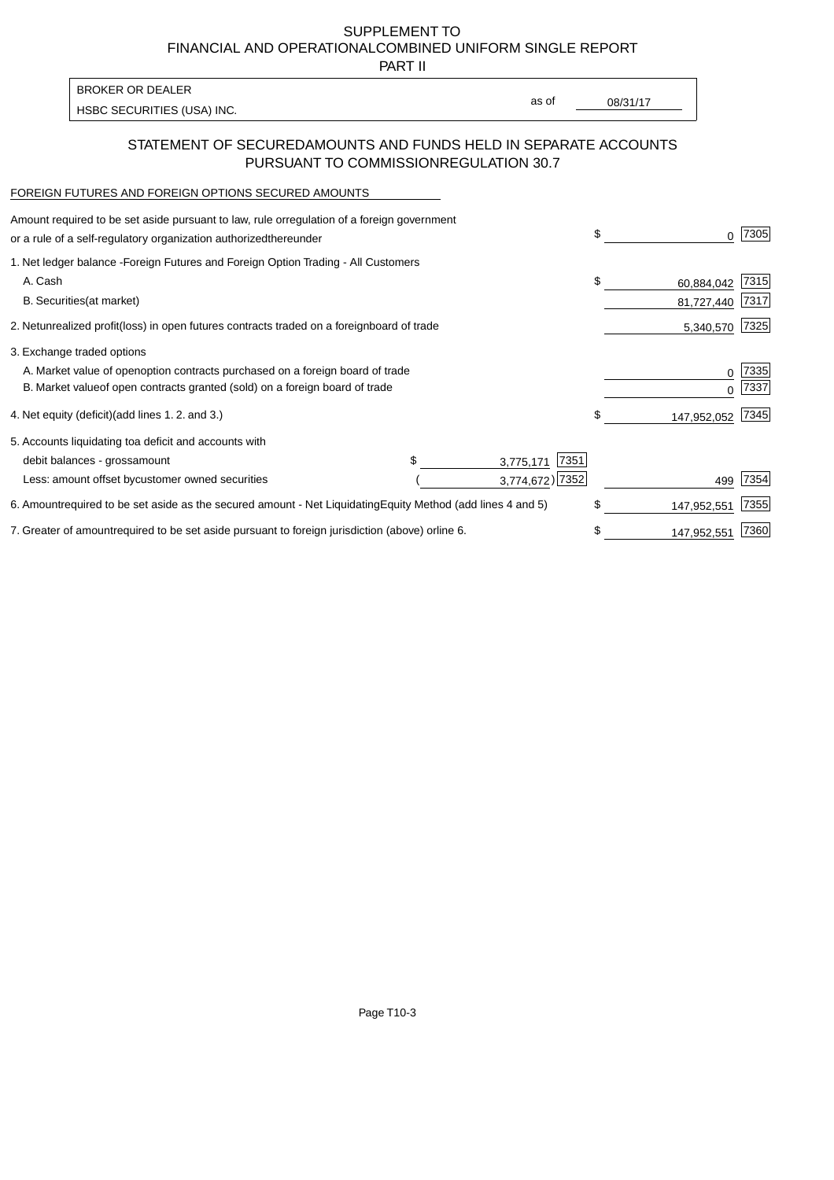SUPPLEMENT TO
FINANCIAL AND OPERATIONAL COMBINED UNIFORM SINGLE REPORT
PART II

BROKER OR DEALER
HSBC SECURITIES (USA) INC.

as of 08/31/17

## STATEMENT OF SECURED AMOUNTS AND FUNDS HELD IN SEPARATE ACCOUNTS PURSUANT TO COMMISSION REGULATION 30.7

FOREIGN FUTURES AND FOREIGN OPTIONS SECURED AMOUNTS

| | | | | |
|---|---|---|---|---|
| Amount required to be set aside pursuant to law, rule or regulation of a foreign government or a rule of a self-regulatory organization authorized thereunder | | | $ 0 | 7305 |
| 1. Net ledger balance - Foreign Futures and Foreign Option Trading - All Customers | | | | |
| A. Cash | | | $ 60,884,042 | 7315 |
| B. Securities (at market) | | | 81,727,440 | 7317 |
| 2. Net unrealized profit (loss) in open futures contracts traded on a foreign board of trade | | | 5,340,570 | 7325 |
| 3. Exchange traded options | | | | |
| A. Market value of open option contracts purchased on a foreign board of trade | | | 0 | 7335 |
| B. Market value of open contracts granted (sold) on a foreign board of trade | | | 0 | 7337 |
| 4. Net equity (deficit) (add lines 1. 2. and 3.) | | | $ 147,952,052 | 7345 |
| 5. Accounts liquidating to a deficit and accounts with | | | | |
| debit balances - gross amount | $ 3,775,171 | 7351 | | |
| Less: amount offset by customer owned securities | ( 3,774,672) | 7352 | 499 | 7354 |
| 6. Amount required to be set aside as the secured amount - Net Liquidating Equity Method (add lines 4 and 5) | | | $ 147,952,551 | 7355 |
| 7. Greater of amount required to be set aside pursuant to foreign jurisdiction (above) or line 6. | | | $ 147,952,551 | 7360 |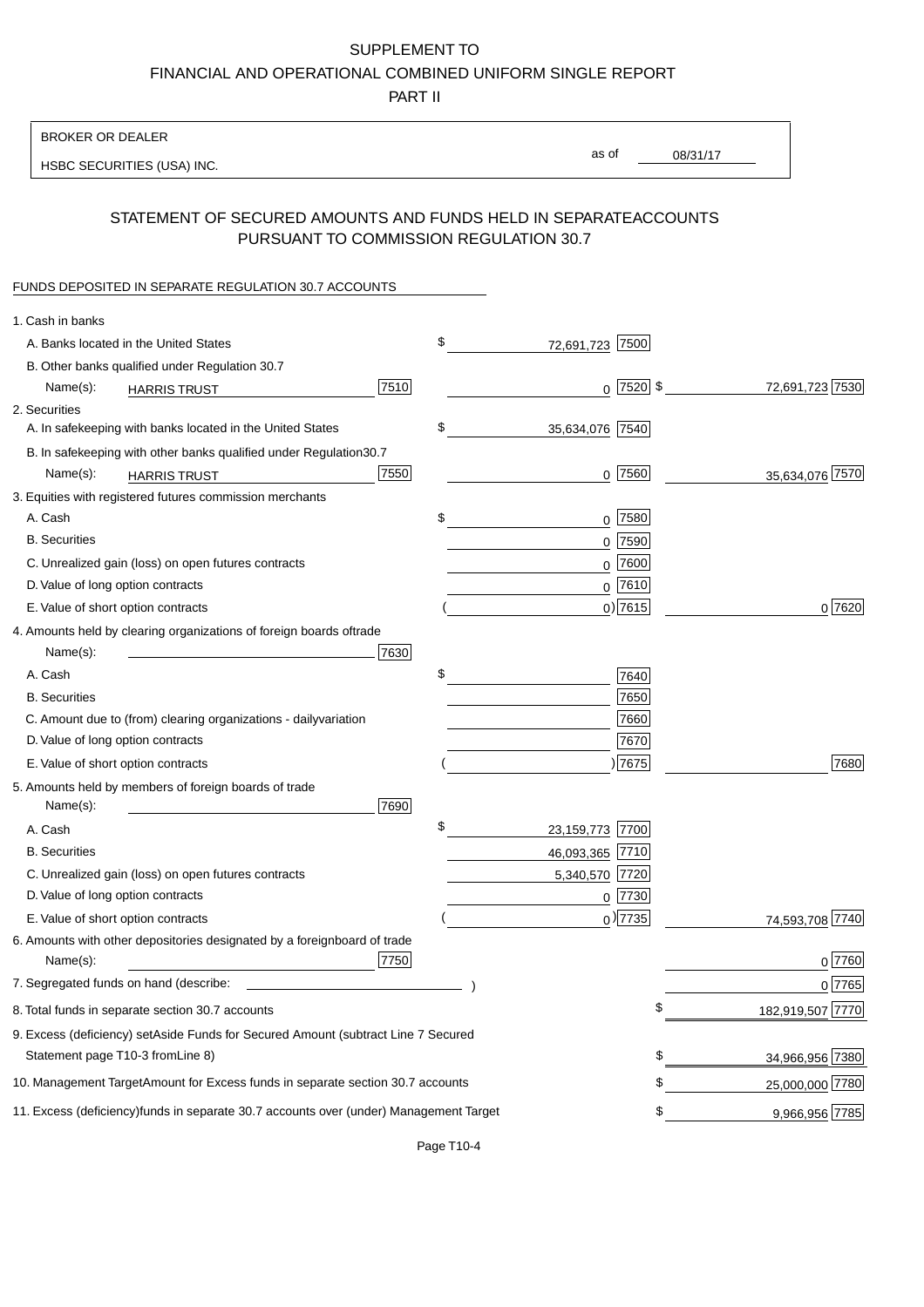SUPPLEMENT TO

FINANCIAL AND OPERATIONAL COMBINED UNIFORM SINGLE REPORT

PART II

BROKER OR DEALER

HSBC SECURITIES (USA) INC.

as of 08/31/17

## STATEMENT OF SECURED AMOUNTS AND FUNDS HELD IN SEPARATEACCOUNTS PURSUANT TO COMMISSION REGULATION 30.7

FUNDS DEPOSITED IN SEPARATE REGULATION 30.7 ACCOUNTS

| | | | | |
|---|---|---|---|---|
| 1. Cash in banks | | | | |
| A. Banks located in the United States | | $ 72,691,723 | 7500 | |
| B. Other banks qualified under Regulation 30.7 | | | | |
| Name(s): HARRIS TRUST | 7510 | 0 | 7520 | $ 72,691,723 7530 |
| 2. Securities | | | | |
| A. In safekeeping with banks located in the United States | | $ 35,634,076 | 7540 | |
| B. In safekeeping with other banks qualified under Regulation30.7 | | | | |
| Name(s): HARRIS TRUST | 7550 | 0 | 7560 | 35,634,076 7570 |
| 3. Equities with registered futures commission merchants | | | | |
| A. Cash | | $ 0 | 7580 | |
| B. Securities | | 0 | 7590 | |
| C. Unrealized gain (loss) on open futures contracts | | 0 | 7600 | |
| D. Value of long option contracts | | 0 | 7610 | |
| E. Value of short option contracts | | ( 0) | 7615 | 0 7620 |
| 4. Amounts held by clearing organizations of foreign boards oftrade | | | | |
| Name(s): | 7630 | | | |
| A. Cash | | $ | 7640 | |
| B. Securities | | | 7650 | |
| C. Amount due to (from) clearing organizations - dailyvariation | | | 7660 | |
| D. Value of long option contracts | | | 7670 | |
| E. Value of short option contracts | | ( ) | 7675 | 7680 |
| 5. Amounts held by members of foreign boards of trade | | | | |
| Name(s): | 7690 | | | |
| A. Cash | | $ 23,159,773 | 7700 | |
| B. Securities | | 46,093,365 | 7710 | |
| C. Unrealized gain (loss) on open futures contracts | | 5,340,570 | 7720 | |
| D. Value of long option contracts | | 0 | 7730 | |
| E. Value of short option contracts | | ( 0) | 7735 | 74,593,708 7740 |
| 6. Amounts with other depositories designated by a foreignboard of trade | | | | |
| Name(s): | 7750 | | | 0 7760 |
| 7. Segregated funds on hand (describe: ) | | | | 0 7765 |
| 8. Total funds in separate section 30.7 accounts | | | | $ 182,919,507 7770 |
| 9. Excess (deficiency) setAside Funds for Secured Amount (subtract Line 7 Secured Statement page T10-3 fromLine 8) | | | | $ 34,966,956 7380 |
| 10. Management TargetAmount for Excess funds in separate section 30.7 accounts | | | | $ 25,000,000 7780 |
| 11. Excess (deficiency)funds in separate 30.7 accounts over (under) Management Target | | | | $ 9,966,956 7785 |

Page T10-4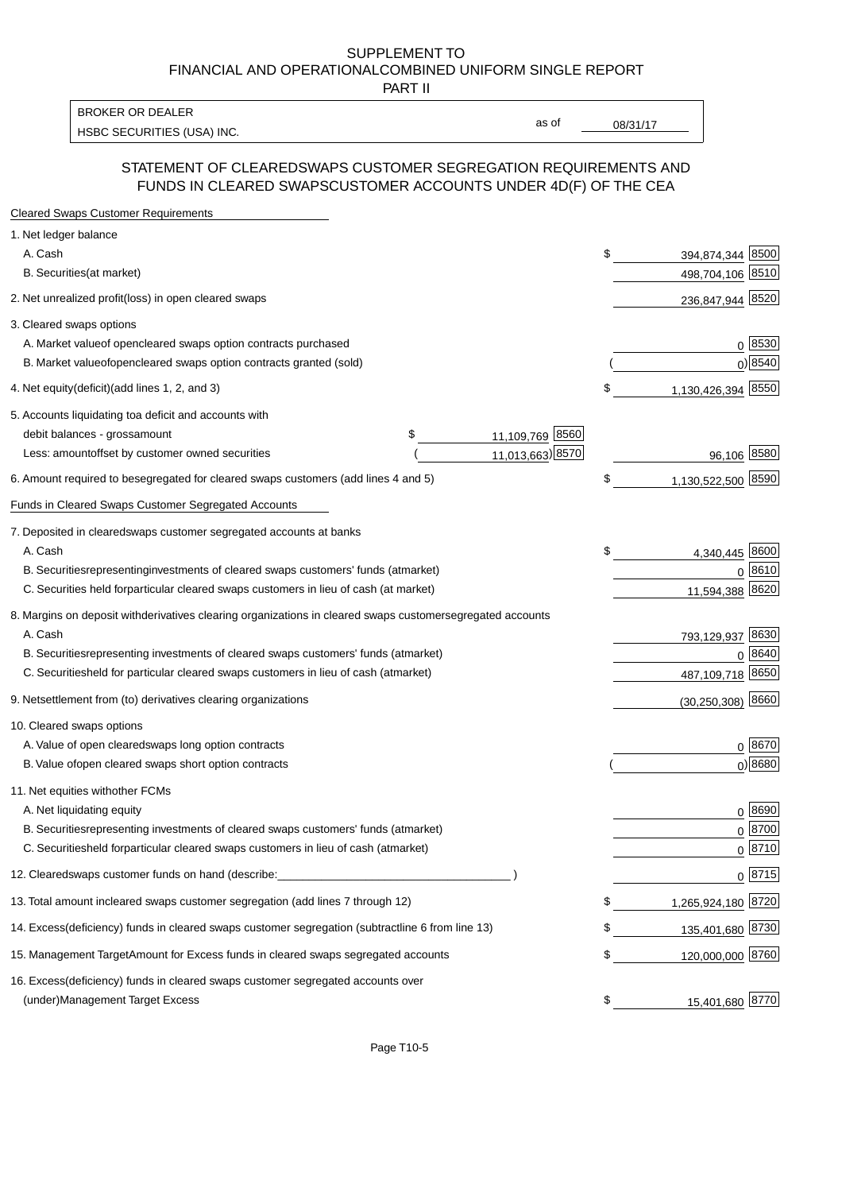SUPPLEMENT TO
FINANCIAL AND OPERATIONALCOMBINED UNIFORM SINGLE REPORT
PART II

BROKER OR DEALER
HSBC SECURITIES (USA) INC.

as of 08/31/17

## STATEMENT OF CLEAREDSWAPS CUSTOMER SEGREGATION REQUIREMENTS AND FUNDS IN CLEARED SWAPSCUSTOMER ACCOUNTS UNDER 4D(F) OF THE CEA

| Cleared Swaps Customer Requirements | | | |
|---|---|---|---|
| 1. Net ledger balance | | | |
| A. Cash | | $ 394,874,344 | 8500 |
| B. Securities(at market) | | 498,704,106 | 8510 |
| 2. Net unrealized profit(loss) in open cleared swaps | | 236,847,944 | 8520 |
| 3. Cleared swaps options | | | |
| A. Market valueof opencleared swaps option contracts purchased | | 0 | 8530 |
| B. Market valueofopencleared swaps option contracts granted (sold) | | ( 0) | 8540 |
| 4. Net equity(deficit)(add lines 1, 2, and 3) | | $ 1,130,426,394 | 8550 |
| 5. Accounts liquidating toa deficit and accounts with | | | |
| debit balances - grossamount | $ 11,109,769 8560 | | |
| Less: amountoffset by customer owned securities | ( 11,013,663) 8570 | 96,106 | 8580 |
| 6. Amount required to besegregated for cleared swaps customers (add lines 4 and 5) | | $ 1,130,522,500 | 8590 |
| **Funds in Cleared Swaps Customer Segregated Accounts** | | | |
| 7. Deposited in clearedswaps customer segregated accounts at banks | | | |
| A. Cash | | $ 4,340,445 | 8600 |
| B. Securitiesrepresentinginvestments of cleared swaps customers' funds (atmarket) | | 0 | 8610 |
| C. Securities held forparticular cleared swaps customers in lieu of cash (at market) | | 11,594,388 | 8620 |
| 8. Margins on deposit withderivatives clearing organizations in cleared swaps customersegregated accounts | | | |
| A. Cash | | 793,129,937 | 8630 |
| B. Securitiesrepresenting investments of cleared swaps customers' funds (atmarket) | | 0 | 8640 |
| C. Securitiesheld for particular cleared swaps customers in lieu of cash (atmarket) | | 487,109,718 | 8650 |
| 9. Netsettlement from (to) derivatives clearing organizations | | (30,250,308) | 8660 |
| 10. Cleared swaps options | | | |
| A. Value of open clearedswaps long option contracts | | 0 | 8670 |
| B. Value ofopen cleared swaps short option contracts | | ( 0) | 8680 |
| 11. Net equities withother FCMs | | | |
| A. Net liquidating equity | | 0 | 8690 |
| B. Securitiesrepresenting investments of cleared swaps customers' funds (atmarket) | | 0 | 8700 |
| C. Securitiesheld forparticular cleared swaps customers in lieu of cash (atmarket) | | 0 | 8710 |
| 12. Clearedswaps customer funds on hand (describe:___________________________________ ) | | 0 | 8715 |
| 13. Total amount incleared swaps customer segregation (add lines 7 through 12) | | $ 1,265,924,180 | 8720 |
| 14. Excess(deficiency) funds in cleared swaps customer segregation (subtractline 6 from line 13) | | $ 135,401,680 | 8730 |
| 15. Management TargetAmount for Excess funds in cleared swaps segregated accounts | | $ 120,000,000 | 8760 |
| 16. Excess(deficiency) funds in cleared swaps customer segregated accounts over (under)Management Target Excess | | $ 15,401,680 | 8770 |

Page T10-5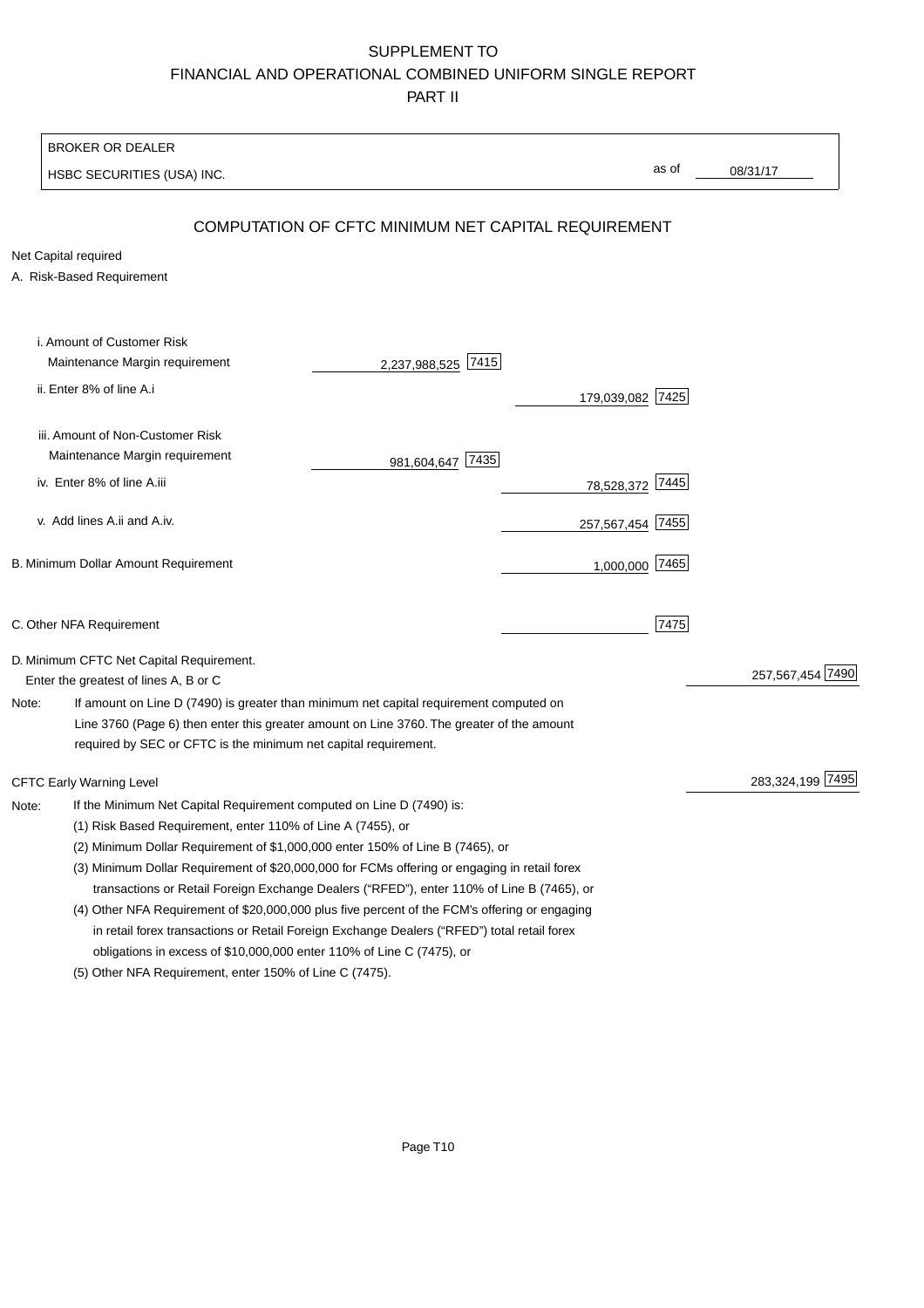# SUPPLEMENT TO
# FINANCIAL AND OPERATIONAL COMBINED UNIFORM SINGLE REPORT
## PART II

BROKER OR DEALER

HSBC SECURITIES (USA) INC. as of 08/31/17

## COMPUTATION OF CFTC MINIMUM NET CAPITAL REQUIREMENT

Net Capital required

A. Risk-Based Requirement

| | | | |
|---|---|---|---|
| i. Amount of Customer Risk Maintenance Margin requirement | 2,237,988,525 [7415] | | |
| ii. Enter 8% of line A.i | | 179,039,082 [7425] | |
| iii. Amount of Non-Customer Risk Maintenance Margin requirement | 981,604,647 [7435] | | |
| iv. Enter 8% of line A.iii | | 78,528,372 [7445] | |
| v. Add lines A.ii and A.iv. | | 257,567,454 [7455] | |
| B. Minimum Dollar Amount Requirement | | 1,000,000 [7465] | |
| C. Other NFA Requirement | | [7475] | |
| D. Minimum CFTC Net Capital Requirement. Enter the greatest of lines A, B or C | | | 257,567,454 [7490] |

Note: If amount on Line D (7490) is greater than minimum net capital requirement computed on Line 3760 (Page 6) then enter this greater amount on Line 3760. The greater of the amount required by SEC or CFTC is the minimum net capital requirement.

CFTC Early Warning Level 283,324,199 [7495]

Note: If the Minimum Net Capital Requirement computed on Line D (7490) is:

(1) Risk Based Requirement, enter 110% of Line A (7455), or

(2) Minimum Dollar Requirement of $1,000,000 enter 150% of Line B (7465), or

(3) Minimum Dollar Requirement of $20,000,000 for FCMs offering or engaging in retail forex transactions or Retail Foreign Exchange Dealers ("RFED"), enter 110% of Line B (7465), or

(4) Other NFA Requirement of $20,000,000 plus five percent of the FCM's offering or engaging in retail forex transactions or Retail Foreign Exchange Dealers ("RFED") total retail forex obligations in excess of $10,000,000 enter 110% of Line C (7475), or

(5) Other NFA Requirement, enter 150% of Line C (7475).